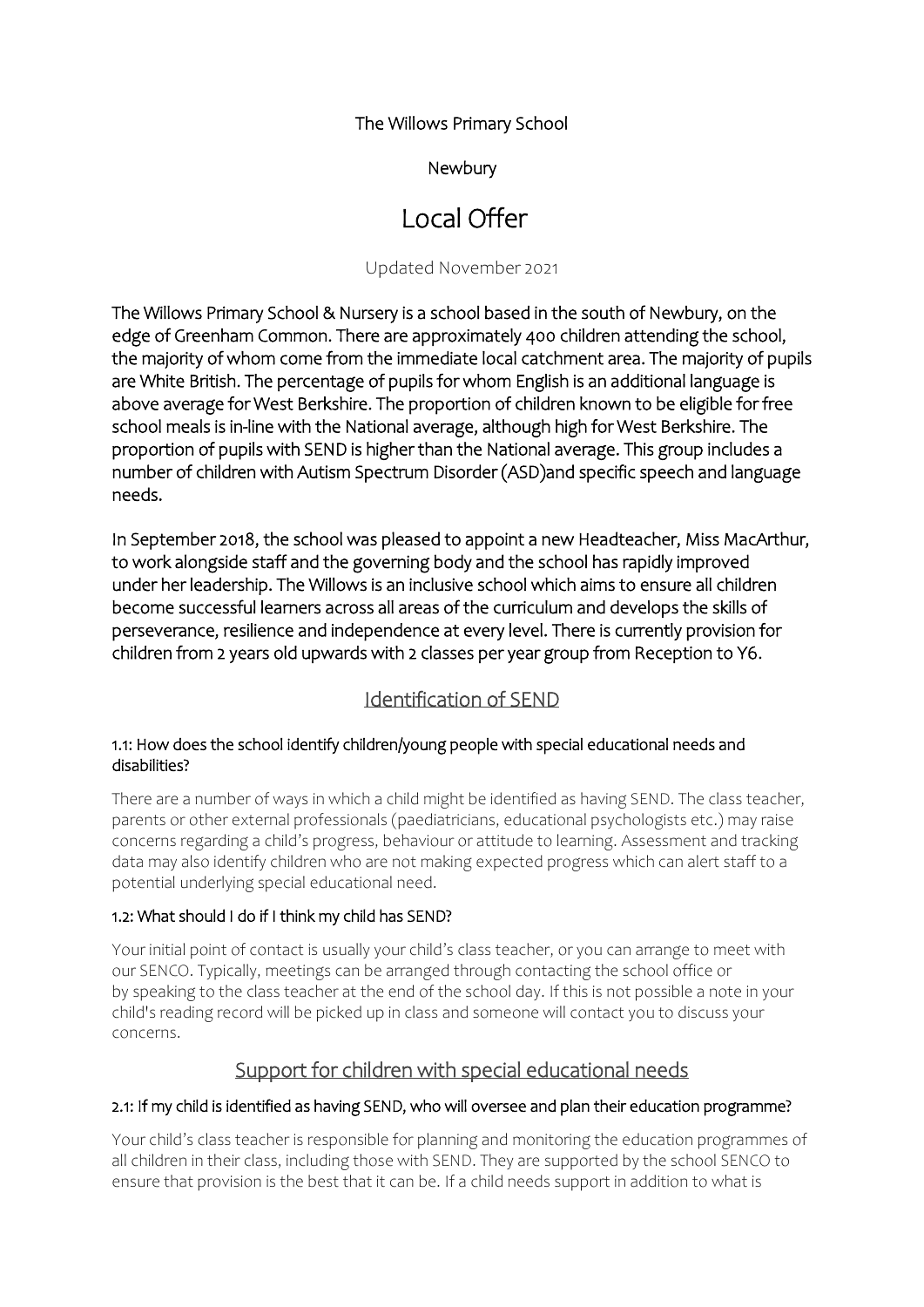The Willows Primary School

Newbury

# Local Offer

Updated November 2021

The Willows Primary School & Nursery is a school based in the south of Newbury, on the edge of Greenham Common. There are approximately 400 children attending the school, the majority of whom come from the immediate local catchment area. The majority of pupils are White British. The percentage of pupils for whom English is an additional language is above average for West Berkshire. The proportion of children known to be eligible for free school meals is in-line with the National average, although high for West Berkshire. The proportion of pupils with SEND is higher than the National average. This group includes a number of children with Autism Spectrum Disorder (ASD)and specific speech and language needs.

In September 2018, the school was pleased to appoint a new Headteacher, Miss MacArthur, to work alongside staff and the governing body and the school has rapidly improved under her leadership. The Willows is an inclusive school which aims to ensure all children become successful learners across all areas of the curriculum and develops the skills of perseverance, resilience and independence at every level. There is currently provision for children from 2 years old upwards with 2 classes per year group from Reception to Y6.

## Identification of SEND

### 1.1: How does the school identify children/young people with special educational needs and disabilities?

There are a number of ways in which a child might be identified as having SEND. The class teacher, parents or other external professionals (paediatricians, educational psychologists etc.) may raise concerns regarding a child's progress, behaviour or attitude to learning. Assessment and tracking data may also identify children who are not making expected progress which can alert staff to a potential underlying special educational need.

### 1.2: What should I do if I think my child has SEND?

Your initial point of contact is usually your child's class teacher, or you can arrange to meet with our SENCO. Typically, meetings can be arranged through contacting the school office or by speaking to the class teacher at the end of the school day. If this is not possible a note in your child's reading record will be picked up in class and someone will contact you to discuss your concerns.

## Support for children with special educational needs

### 2.1: If my child is identified as having SEND, who will oversee and plan their education programme?

Your child's class teacher is responsible for planning and monitoring the education programmes of all children in their class, including those with SEND. They are supported by the school SENCO to ensure that provision is the best that it can be. If a child needs support in addition to what is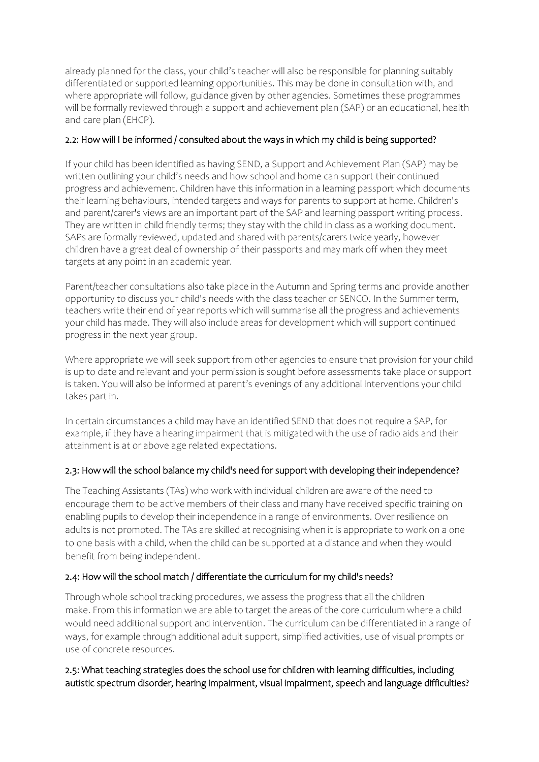already planned for the class, your child's teacher will also be responsible for planning suitably differentiated or supported learning opportunities. This may be done in consultation with, and where appropriate will follow, guidance given by other agencies. Sometimes these programmes will be formally reviewed through a support and achievement plan (SAP) or an educational, health and care plan (EHCP).

### 2.2: How will I be informed / consulted about the ways in which my child is being supported?

If your child has been identified as having SEND, a Support and Achievement Plan (SAP) may be written outlining your child's needs and how school and home can support their continued progress and achievement. Children have this information in a learning passport which documents their learning behaviours, intended targets and ways for parents to support at home. Children's and parent/carer's views are an important part of the SAP and learning passport writing process. They are written in child friendly terms; they stay with the child in class as a working document. SAPs are formally reviewed, updated and shared with parents/carers twice yearly, however children have a great deal of ownership of their passports and may mark off when they meet targets at any point in an academic year.

Parent/teacher consultations also take place in the Autumn and Spring terms and provide another opportunity to discuss your child's needs with the class teacher or SENCO. In the Summer term, teachers write their end of year reports which will summarise all the progress and achievements your child has made. They will also include areas for development which will support continued progress in the next year group.

Where appropriate we will seek support from other agencies to ensure that provision for your child is up to date and relevant and your permission is sought before assessments take place or support is taken. You will also be informed at parent's evenings of any additional interventions your child takes part in.

In certain circumstances a child may have an identified SEND that does not require a SAP, for example, if they have a hearing impairment that is mitigated with the use of radio aids and their attainment is at or above age related expectations.

### 2.3: How will the school balance my child's need for support with developing their independence?

The Teaching Assistants (TAs) who work with individual children are aware of the need to encourage them to be active members of their class and many have received specific training on enabling pupils to develop their independence in a range of environments. Over resilience on adults is not promoted. The TAs are skilled at recognising when it is appropriate to work on a one to one basis with a child, when the child can be supported at a distance and when they would benefit from being independent.

### 2.4: How will the school match / differentiate the curriculum for my child's needs?

Through whole school tracking procedures, we assess the progress that all the children make. From this information we are able to target the areas of the core curriculum where a child would need additional support and intervention. The curriculum can be differentiated in a range of ways, for example through additional adult support, simplified activities, use of visual prompts or use of concrete resources.

### 2.5: What teaching strategies does the school use for children with learning difficulties, including autistic spectrum disorder, hearing impairment, visual impairment, speech and language difficulties?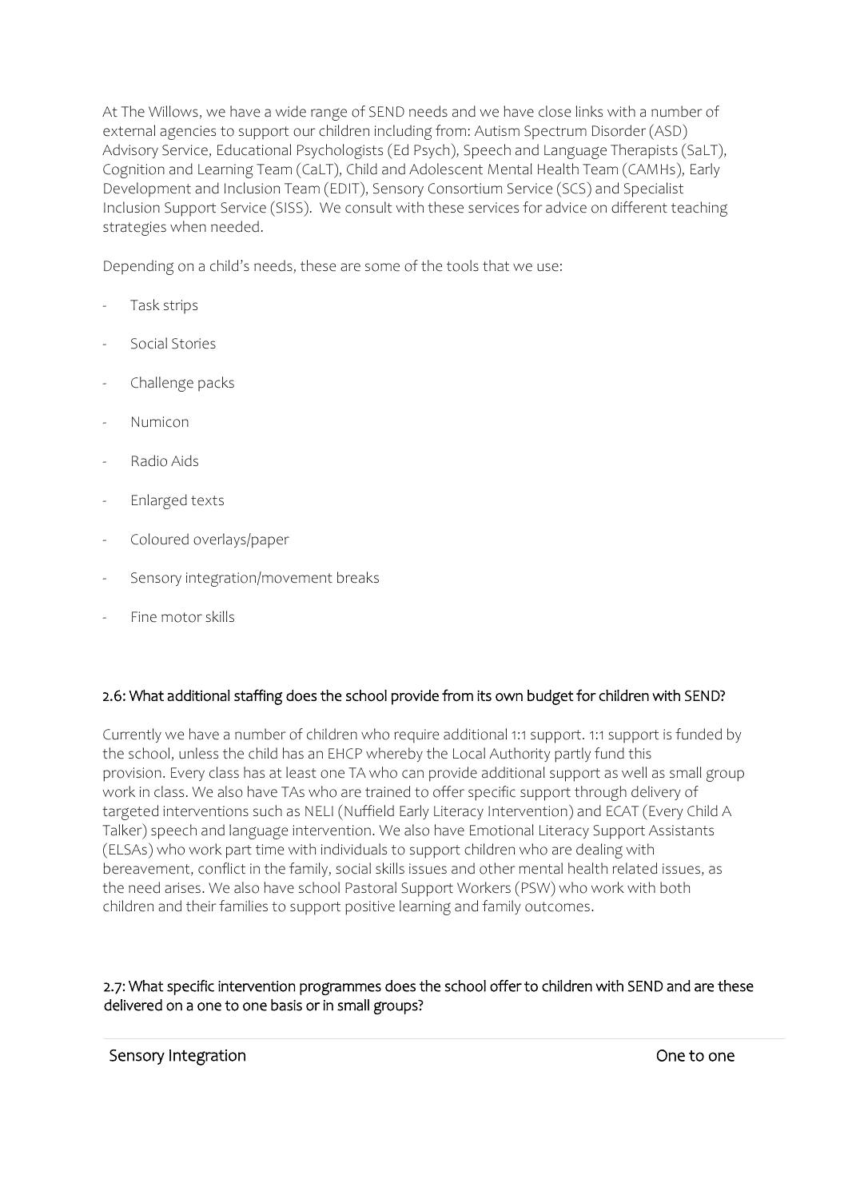At The Willows, we have a wide range of SEND needs and we have close links with a number of external agencies to support our children including from: Autism Spectrum Disorder (ASD) Advisory Service, Educational Psychologists (Ed Psych), Speech and Language Therapists (SaLT), Cognition and Learning Team (CaLT), Child and Adolescent Mental Health Team (CAMHs), Early Development and Inclusion Team (EDIT), Sensory Consortium Service (SCS) and Specialist Inclusion Support Service (SISS). We consult with these services for advice on different teaching strategies when needed.

Depending on a child's needs, these are some of the tools that we use:

- Task strips
- Social Stories
- Challenge packs
- Numicon
- Radio Aids
- Enlarged texts
- Coloured overlays/paper
- Sensory integration/movement breaks
- Fine motor skills

## 2.6: What additional staffing does the school provide from its own budget for children with SEND?

Currently we have a number of children who require additional 1:1 support. 1:1 support is funded by the school, unless the child has an EHCP whereby the Local Authority partly fund this provision. Every class has at least one TA who can provide additional support as well as small group work in class. We also have TAs who are trained to offer specific support through delivery of targeted interventions such as NELI (Nuffield Early Literacy Intervention) and ECAT (Every Child A Talker) speech and language intervention. We also have Emotional Literacy Support Assistants (ELSAs) who work part time with individuals to support children who are dealing with bereavement, conflict in the family, social skills issues and other mental health related issues, as the need arises. We also have school Pastoral Support Workers (PSW) who work with both children and their families to support positive learning and family outcomes.

## 2.7: What specific intervention programmes does the school offer to children with SEND and are these delivered on a one to one basis or in small groups?

| | |
|---|---|
| Sensory Integration | One to one |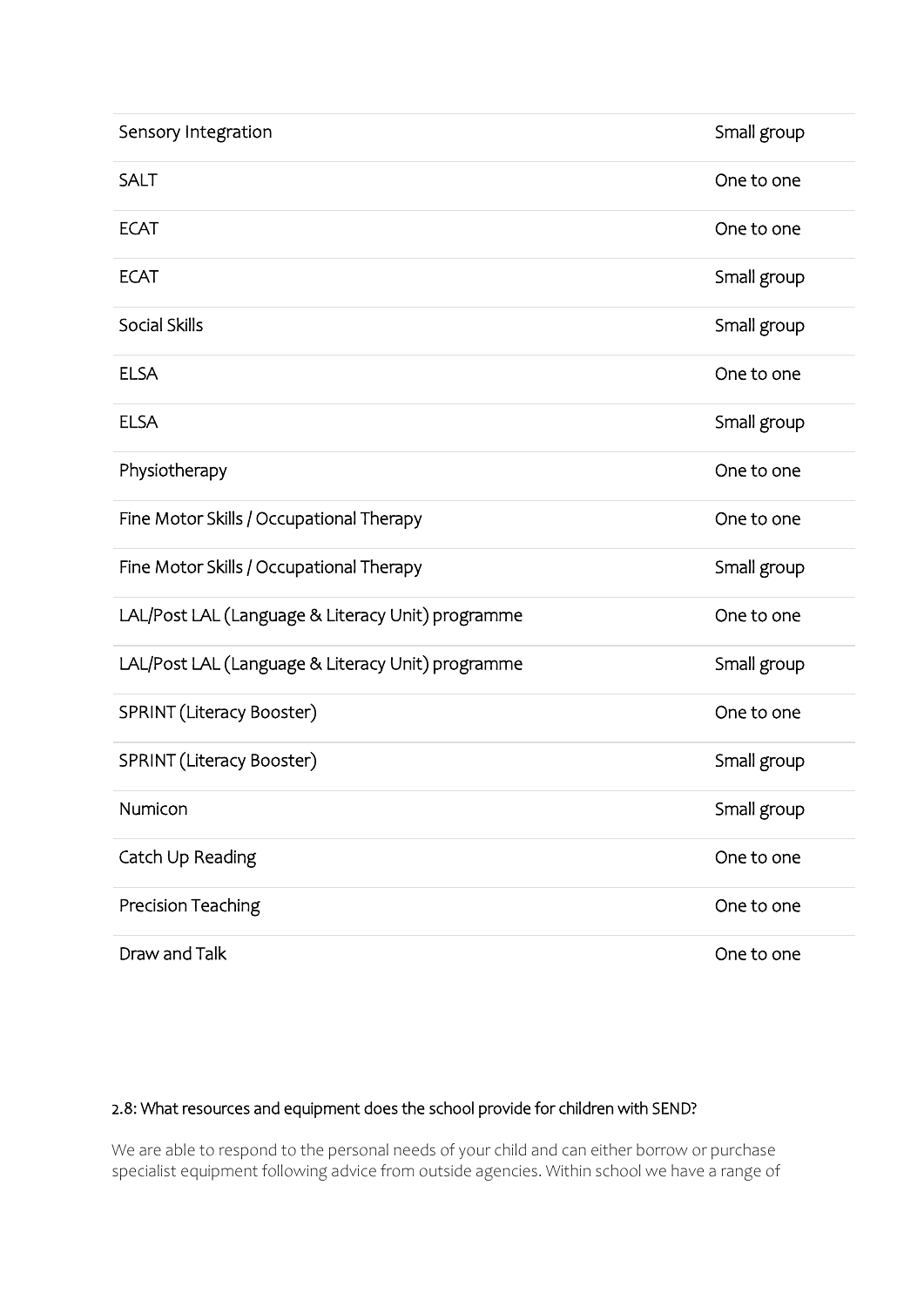| | |
|---|---|
| Sensory Integration | Small group |
| SALT | One to one |
| ECAT | One to one |
| ECAT | Small group |
| Social Skills | Small group |
| ELSA | One to one |
| ELSA | Small group |
| Physiotherapy | One to one |
| Fine Motor Skills / Occupational Therapy | One to one |
| Fine Motor Skills / Occupational Therapy | Small group |
| LAL/Post LAL (Language & Literacy Unit) programme | One to one |
| LAL/Post LAL (Language & Literacy Unit) programme | Small group |
| SPRINT (Literacy Booster) | One to one |
| SPRINT (Literacy Booster) | Small group |
| Numicon | Small group |
| Catch Up Reading | One to one |
| Precision Teaching | One to one |
| Draw and Talk | One to one |

### 2.8: What resources and equipment does the school provide for children with SEND?

We are able to respond to the personal needs of your child and can either borrow or purchase specialist equipment following advice from outside agencies. Within school we have a range of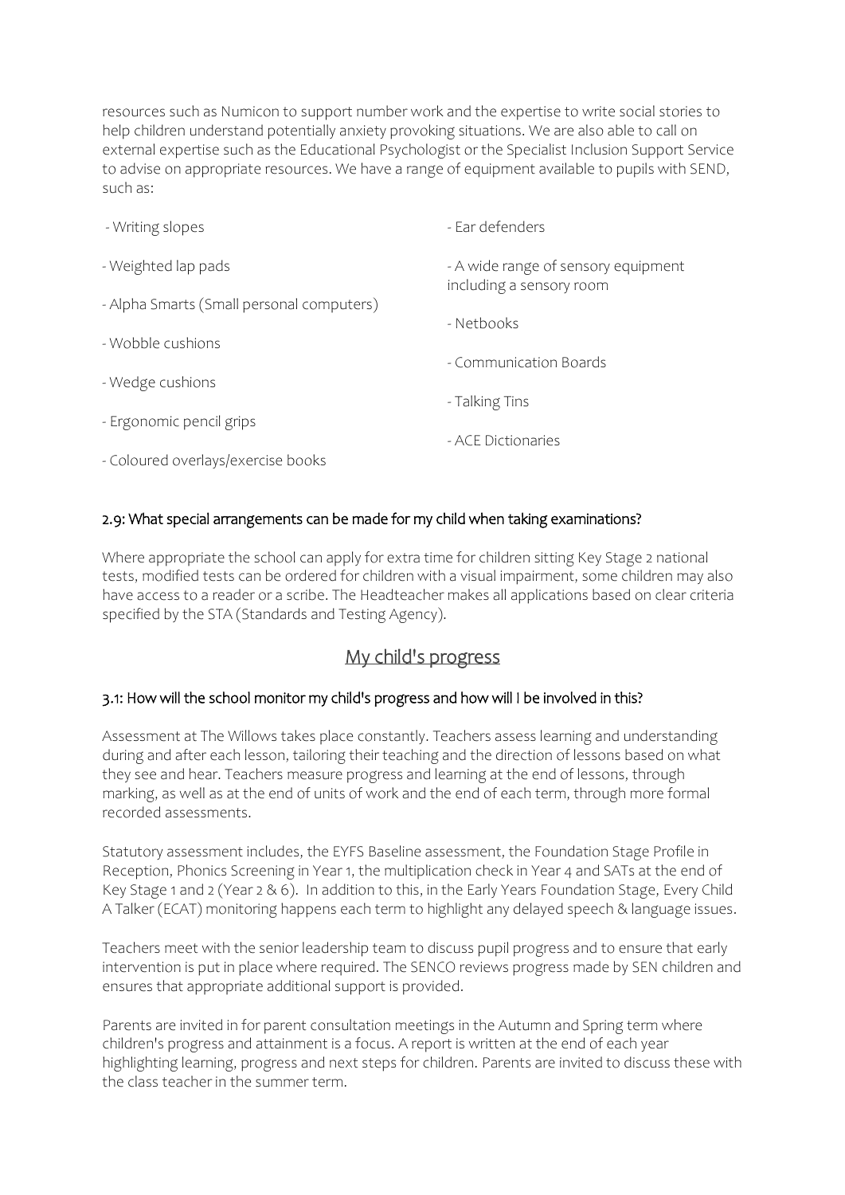resources such as Numicon to support number work and the expertise to write social stories to help children understand potentially anxiety provoking situations. We are also able to call on external expertise such as the Educational Psychologist or the Specialist Inclusion Support Service to advise on appropriate resources. We have a range of equipment available to pupils with SEND, such as:

- Writing slopes
- Weighted lap pads
- Alpha Smarts (Small personal computers)
- Wobble cushions
- Wedge cushions
- Ergonomic pencil grips
- Coloured overlays/exercise books
- Ear defenders
- A wide range of sensory equipment including a sensory room
- Netbooks
- Communication Boards
- Talking Tins
- ACE Dictionaries

### 2.9: What special arrangements can be made for my child when taking examinations?

Where appropriate the school can apply for extra time for children sitting Key Stage 2 national tests, modified tests can be ordered for children with a visual impairment, some children may also have access to a reader or a scribe. The Headteacher makes all applications based on clear criteria specified by the STA (Standards and Testing Agency).

## My child's progress

### 3.1: How will the school monitor my child's progress and how will I be involved in this?

Assessment at The Willows takes place constantly. Teachers assess learning and understanding during and after each lesson, tailoring their teaching and the direction of lessons based on what they see and hear. Teachers measure progress and learning at the end of lessons, through marking, as well as at the end of units of work and the end of each term, through more formal recorded assessments.

Statutory assessment includes, the EYFS Baseline assessment, the Foundation Stage Profile in Reception, Phonics Screening in Year 1, the multiplication check in Year 4 and SATs at the end of Key Stage 1 and 2 (Year 2 & 6). In addition to this, in the Early Years Foundation Stage, Every Child A Talker (ECAT) monitoring happens each term to highlight any delayed speech & language issues.

Teachers meet with the senior leadership team to discuss pupil progress and to ensure that early intervention is put in place where required. The SENCO reviews progress made by SEN children and ensures that appropriate additional support is provided.

Parents are invited in for parent consultation meetings in the Autumn and Spring term where children's progress and attainment is a focus. A report is written at the end of each year highlighting learning, progress and next steps for children. Parents are invited to discuss these with the class teacher in the summer term.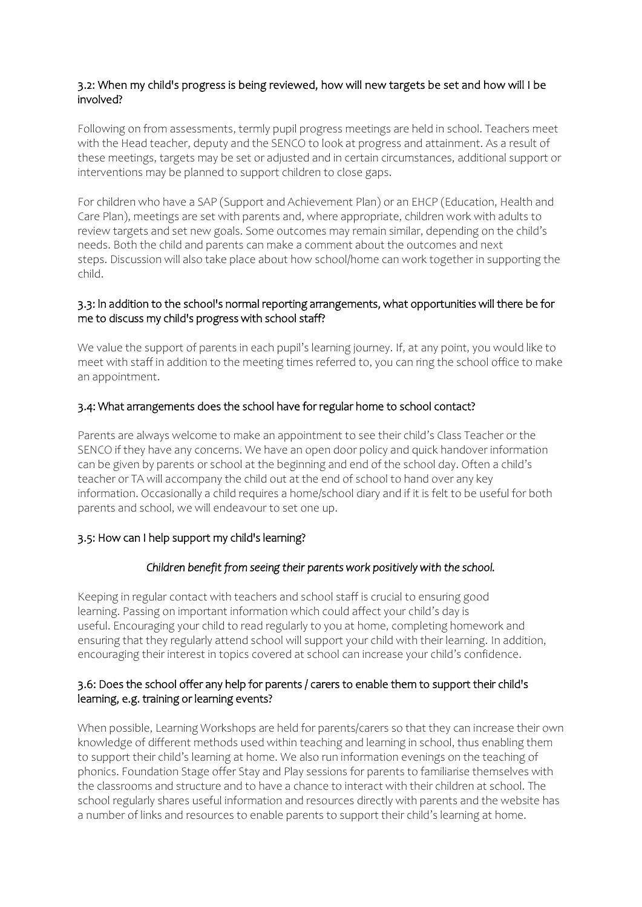### 3.2: When my child's progress is being reviewed, how will new targets be set and how will I be involved?

Following on from assessments, termly pupil progress meetings are held in school. Teachers meet with the Head teacher, deputy and the SENCO to look at progress and attainment. As a result of these meetings, targets may be set or adjusted and in certain circumstances, additional support or interventions may be planned to support children to close gaps.

For children who have a SAP (Support and Achievement Plan) or an EHCP (Education, Health and Care Plan), meetings are set with parents and, where appropriate, children work with adults to review targets and set new goals. Some outcomes may remain similar, depending on the child's needs. Both the child and parents can make a comment about the outcomes and next steps. Discussion will also take place about how school/home can work together in supporting the child.

### 3.3: In addition to the school's normal reporting arrangements, what opportunities will there be for me to discuss my child's progress with school staff?

We value the support of parents in each pupil's learning journey. If, at any point, you would like to meet with staff in addition to the meeting times referred to, you can ring the school office to make an appointment.

### 3.4: What arrangements does the school have for regular home to school contact?

Parents are always welcome to make an appointment to see their child's Class Teacher or the SENCO if they have any concerns. We have an open door policy and quick handover information can be given by parents or school at the beginning and end of the school day. Often a child's teacher or TA will accompany the child out at the end of school to hand over any key information. Occasionally a child requires a home/school diary and if it is felt to be useful for both parents and school, we will endeavour to set one up.

### 3.5: How can I help support my child's learning?

*Children benefit from seeing their parents work positively with the school.*

Keeping in regular contact with teachers and school staff is crucial to ensuring good learning. Passing on important information which could affect your child's day is useful. Encouraging your child to read regularly to you at home, completing homework and ensuring that they regularly attend school will support your child with their learning. In addition, encouraging their interest in topics covered at school can increase your child's confidence.

### 3.6: Does the school offer any help for parents / carers to enable them to support their child's learning, e.g. training or learning events?

When possible, Learning Workshops are held for parents/carers so that they can increase their own knowledge of different methods used within teaching and learning in school, thus enabling them to support their child's learning at home. We also run information evenings on the teaching of phonics. Foundation Stage offer Stay and Play sessions for parents to familiarise themselves with the classrooms and structure and to have a chance to interact with their children at school. The school regularly shares useful information and resources directly with parents and the website has a number of links and resources to enable parents to support their child's learning at home.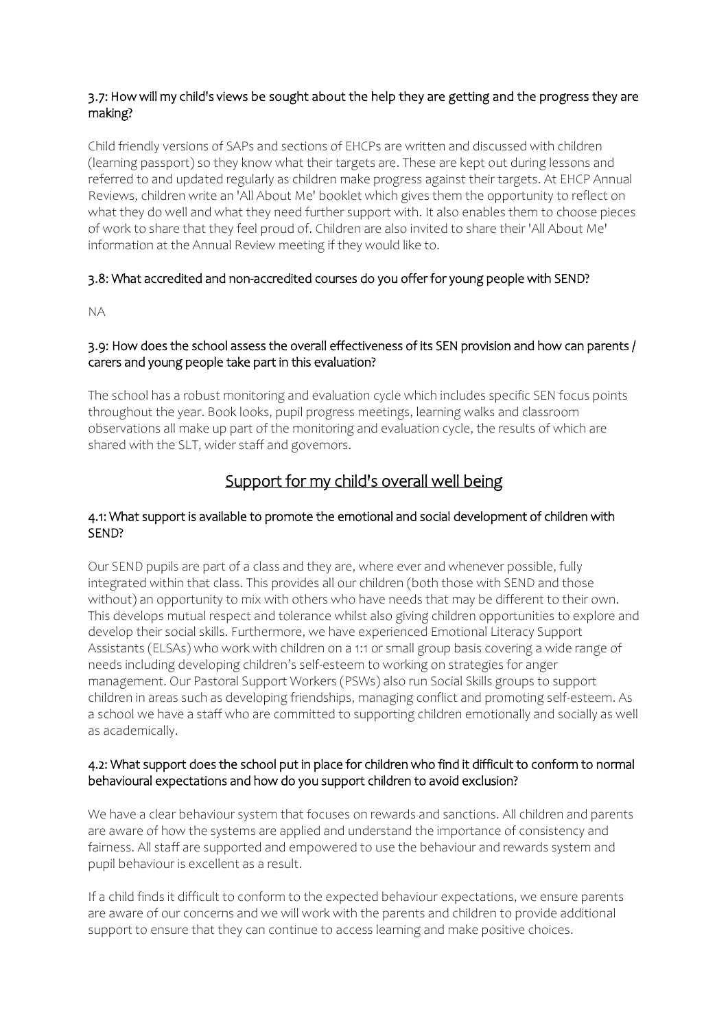### 3.7: How will my child's views be sought about the help they are getting and the progress they are making?

Child friendly versions of SAPs and sections of EHCPs are written and discussed with children (learning passport) so they know what their targets are. These are kept out during lessons and referred to and updated regularly as children make progress against their targets. At EHCP Annual Reviews, children write an 'All About Me' booklet which gives them the opportunity to reflect on what they do well and what they need further support with. It also enables them to choose pieces of work to share that they feel proud of. Children are also invited to share their 'All About Me' information at the Annual Review meeting if they would like to.

### 3.8: What accredited and non-accredited courses do you offer for young people with SEND?

NA

### 3.9: How does the school assess the overall effectiveness of its SEN provision and how can parents / carers and young people take part in this evaluation?

The school has a robust monitoring and evaluation cycle which includes specific SEN focus points throughout the year. Book looks, pupil progress meetings, learning walks and classroom observations all make up part of the monitoring and evaluation cycle, the results of which are shared with the SLT, wider staff and governors.

## Support for my child's overall well being

### 4.1: What support is available to promote the emotional and social development of children with SEND?

Our SEND pupils are part of a class and they are, where ever and whenever possible, fully integrated within that class. This provides all our children (both those with SEND and those without) an opportunity to mix with others who have needs that may be different to their own. This develops mutual respect and tolerance whilst also giving children opportunities to explore and develop their social skills. Furthermore, we have experienced Emotional Literacy Support Assistants (ELSAs) who work with children on a 1:1 or small group basis covering a wide range of needs including developing children's self-esteem to working on strategies for anger management. Our Pastoral Support Workers (PSWs) also run Social Skills groups to support children in areas such as developing friendships, managing conflict and promoting self-esteem. As a school we have a staff who are committed to supporting children emotionally and socially as well as academically.

### 4.2: What support does the school put in place for children who find it difficult to conform to normal behavioural expectations and how do you support children to avoid exclusion?

We have a clear behaviour system that focuses on rewards and sanctions. All children and parents are aware of how the systems are applied and understand the importance of consistency and fairness. All staff are supported and empowered to use the behaviour and rewards system and pupil behaviour is excellent as a result.

If a child finds it difficult to conform to the expected behaviour expectations, we ensure parents are aware of our concerns and we will work with the parents and children to provide additional support to ensure that they can continue to access learning and make positive choices.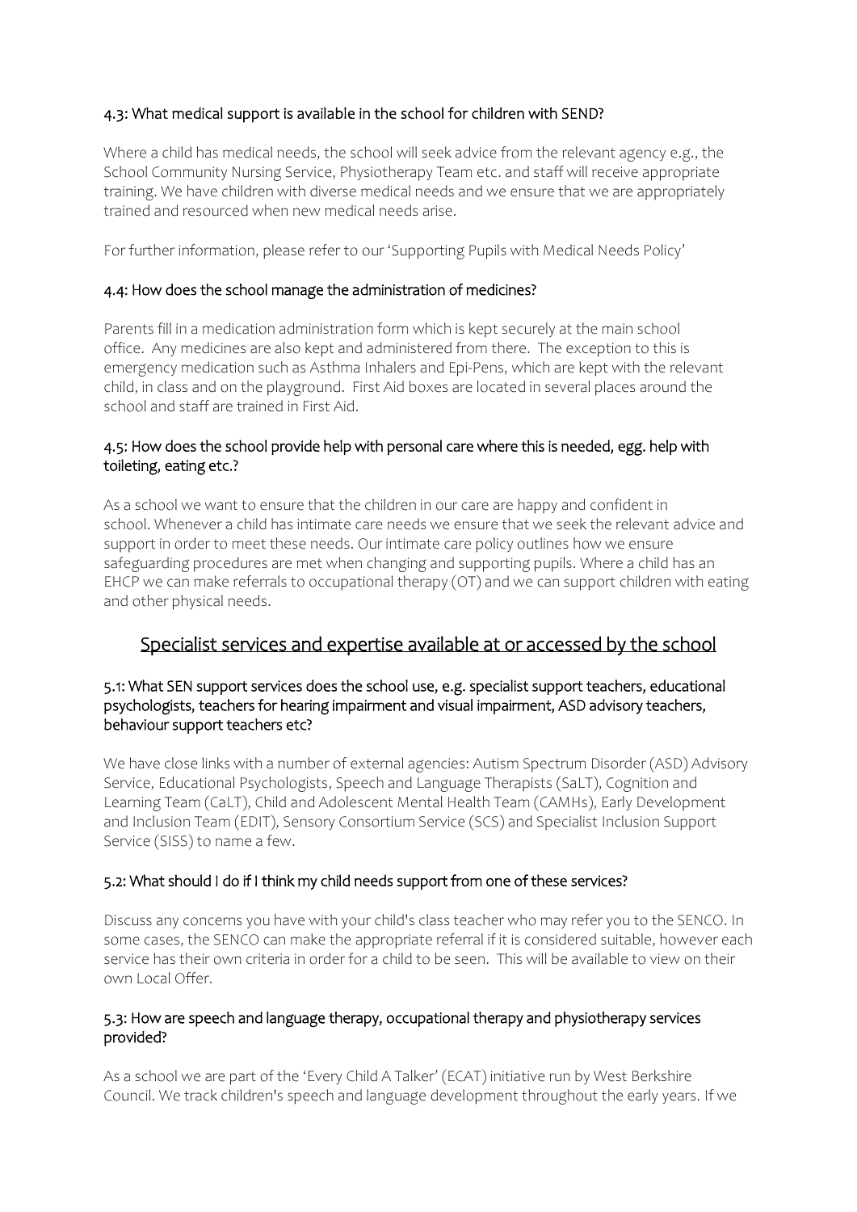### 4.3: What medical support is available in the school for children with SEND?

Where a child has medical needs, the school will seek advice from the relevant agency e.g., the School Community Nursing Service, Physiotherapy Team etc. and staff will receive appropriate training. We have children with diverse medical needs and we ensure that we are appropriately trained and resourced when new medical needs arise.

For further information, please refer to our 'Supporting Pupils with Medical Needs Policy'

### 4.4: How does the school manage the administration of medicines?

Parents fill in a medication administration form which is kept securely at the main school office. Any medicines are also kept and administered from there. The exception to this is emergency medication such as Asthma Inhalers and Epi-Pens, which are kept with the relevant child, in class and on the playground. First Aid boxes are located in several places around the school and staff are trained in First Aid.

### 4.5: How does the school provide help with personal care where this is needed, egg. help with toileting, eating etc.?

As a school we want to ensure that the children in our care are happy and confident in school. Whenever a child has intimate care needs we ensure that we seek the relevant advice and support in order to meet these needs. Our intimate care policy outlines how we ensure safeguarding procedures are met when changing and supporting pupils. Where a child has an EHCP we can make referrals to occupational therapy (OT) and we can support children with eating and other physical needs.

## Specialist services and expertise available at or accessed by the school

### 5.1: What SEN support services does the school use, e.g. specialist support teachers, educational psychologists, teachers for hearing impairment and visual impairment, ASD advisory teachers, behaviour support teachers etc?

We have close links with a number of external agencies: Autism Spectrum Disorder (ASD) Advisory Service, Educational Psychologists, Speech and Language Therapists (SaLT), Cognition and Learning Team (CaLT), Child and Adolescent Mental Health Team (CAMHs), Early Development and Inclusion Team (EDIT), Sensory Consortium Service (SCS) and Specialist Inclusion Support Service (SISS) to name a few.

### 5.2: What should I do if I think my child needs support from one of these services?

Discuss any concerns you have with your child's class teacher who may refer you to the SENCO. In some cases, the SENCO can make the appropriate referral if it is considered suitable, however each service has their own criteria in order for a child to be seen. This will be available to view on their own Local Offer.

### 5.3: How are speech and language therapy, occupational therapy and physiotherapy services provided?

As a school we are part of the 'Every Child A Talker' (ECAT) initiative run by West Berkshire Council. We track children's speech and language development throughout the early years. If we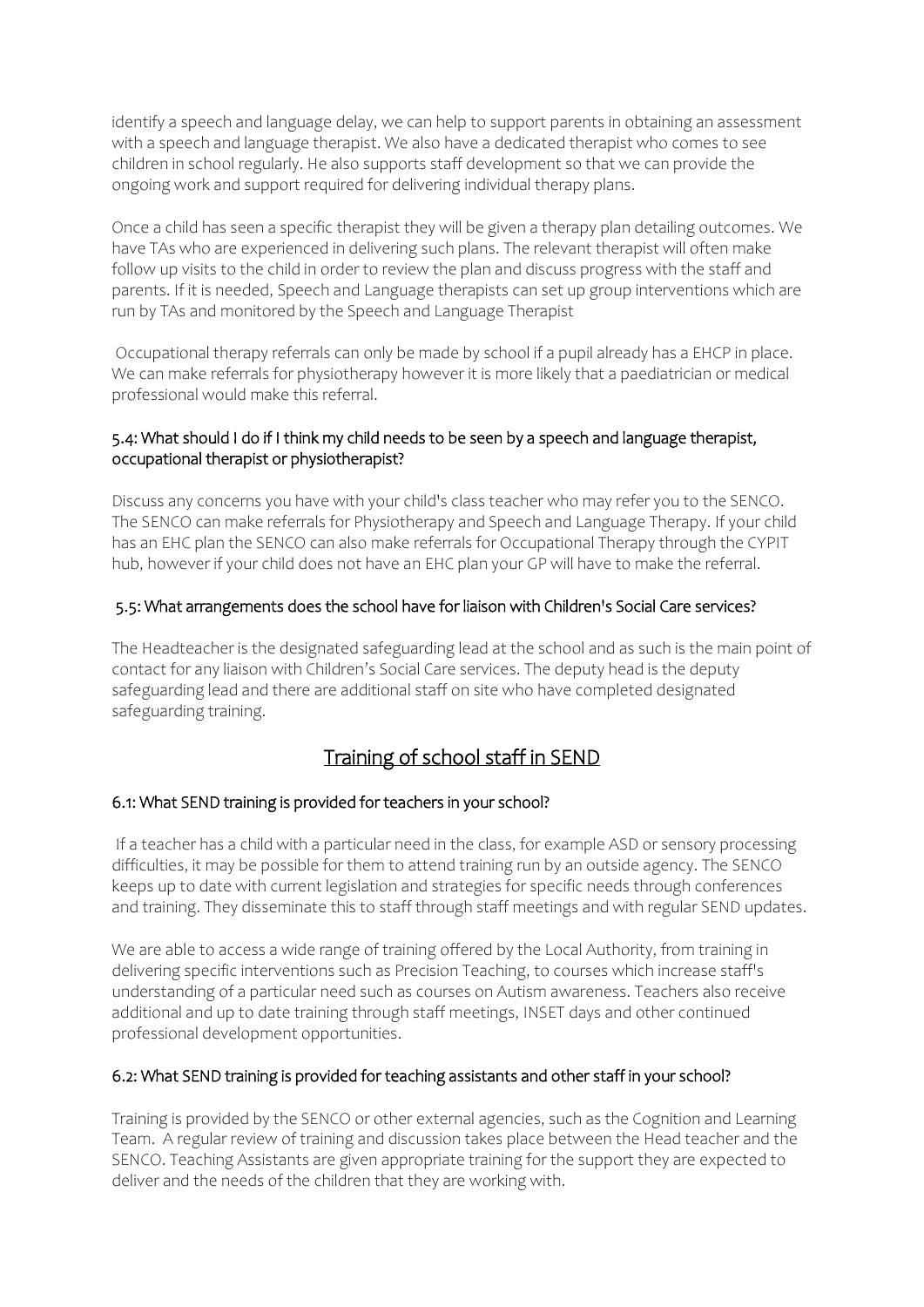identify a speech and language delay, we can help to support parents in obtaining an assessment with a speech and language therapist. We also have a dedicated therapist who comes to see children in school regularly. He also supports staff development so that we can provide the ongoing work and support required for delivering individual therapy plans.

Once a child has seen a specific therapist they will be given a therapy plan detailing outcomes. We have TAs who are experienced in delivering such plans. The relevant therapist will often make follow up visits to the child in order to review the plan and discuss progress with the staff and parents. If it is needed, Speech and Language therapists can set up group interventions which are run by TAs and monitored by the Speech and Language Therapist

Occupational therapy referrals can only be made by school if a pupil already has a EHCP in place. We can make referrals for physiotherapy however it is more likely that a paediatrician or medical professional would make this referral.

### 5.4: What should I do if I think my child needs to be seen by a speech and language therapist, occupational therapist or physiotherapist?

Discuss any concerns you have with your child's class teacher who may refer you to the SENCO. The SENCO can make referrals for Physiotherapy and Speech and Language Therapy. If your child has an EHC plan the SENCO can also make referrals for Occupational Therapy through the CYPIT hub, however if your child does not have an EHC plan your GP will have to make the referral.

### 5.5: What arrangements does the school have for liaison with Children's Social Care services?

The Headteacher is the designated safeguarding lead at the school and as such is the main point of contact for any liaison with Children's Social Care services. The deputy head is the deputy safeguarding lead and there are additional staff on site who have completed designated safeguarding training.

## Training of school staff in SEND

### 6.1: What SEND training is provided for teachers in your school?

If a teacher has a child with a particular need in the class, for example ASD or sensory processing difficulties, it may be possible for them to attend training run by an outside agency. The SENCO keeps up to date with current legislation and strategies for specific needs through conferences and training. They disseminate this to staff through staff meetings and with regular SEND updates.

We are able to access a wide range of training offered by the Local Authority, from training in delivering specific interventions such as Precision Teaching, to courses which increase staff's understanding of a particular need such as courses on Autism awareness. Teachers also receive additional and up to date training through staff meetings, INSET days and other continued professional development opportunities.

### 6.2: What SEND training is provided for teaching assistants and other staff in your school?

Training is provided by the SENCO or other external agencies, such as the Cognition and Learning Team. A regular review of training and discussion takes place between the Head teacher and the SENCO. Teaching Assistants are given appropriate training for the support they are expected to deliver and the needs of the children that they are working with.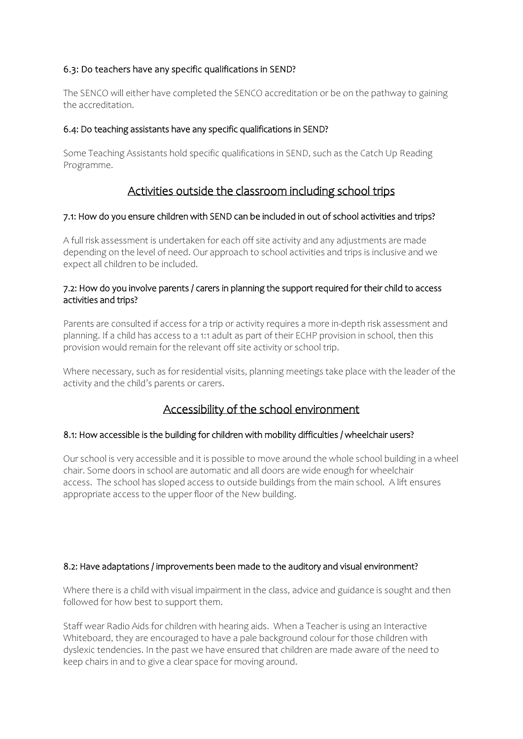#### 6.3: Do teachers have any specific qualifications in SEND?

The SENCO will either have completed the SENCO accreditation or be on the pathway to gaining the accreditation.

#### 6.4: Do teaching assistants have any specific qualifications in SEND?

Some Teaching Assistants hold specific qualifications in SEND, such as the Catch Up Reading Programme.

## Activities outside the classroom including school trips

#### 7.1: How do you ensure children with SEND can be included in out of school activities and trips?

A full risk assessment is undertaken for each off site activity and any adjustments are made depending on the level of need. Our approach to school activities and trips is inclusive and we expect all children to be included.

#### 7.2: How do you involve parents / carers in planning the support required for their child to access activities and trips?

Parents are consulted if access for a trip or activity requires a more in-depth risk assessment and planning. If a child has access to a 1:1 adult as part of their ECHP provision in school, then this provision would remain for the relevant off site activity or school trip.

Where necessary, such as for residential visits, planning meetings take place with the leader of the activity and the child's parents or carers.

## Accessibility of the school environment

#### 8.1: How accessible is the building for children with mobility difficulties / wheelchair users?

Our school is very accessible and it is possible to move around the whole school building in a wheel chair. Some doors in school are automatic and all doors are wide enough for wheelchair access. The school has sloped access to outside buildings from the main school. A lift ensures appropriate access to the upper floor of the New building.

#### 8.2: Have adaptations / improvements been made to the auditory and visual environment?

Where there is a child with visual impairment in the class, advice and guidance is sought and then followed for how best to support them.

Staff wear Radio Aids for children with hearing aids. When a Teacher is using an Interactive Whiteboard, they are encouraged to have a pale background colour for those children with dyslexic tendencies. In the past we have ensured that children are made aware of the need to keep chairs in and to give a clear space for moving around.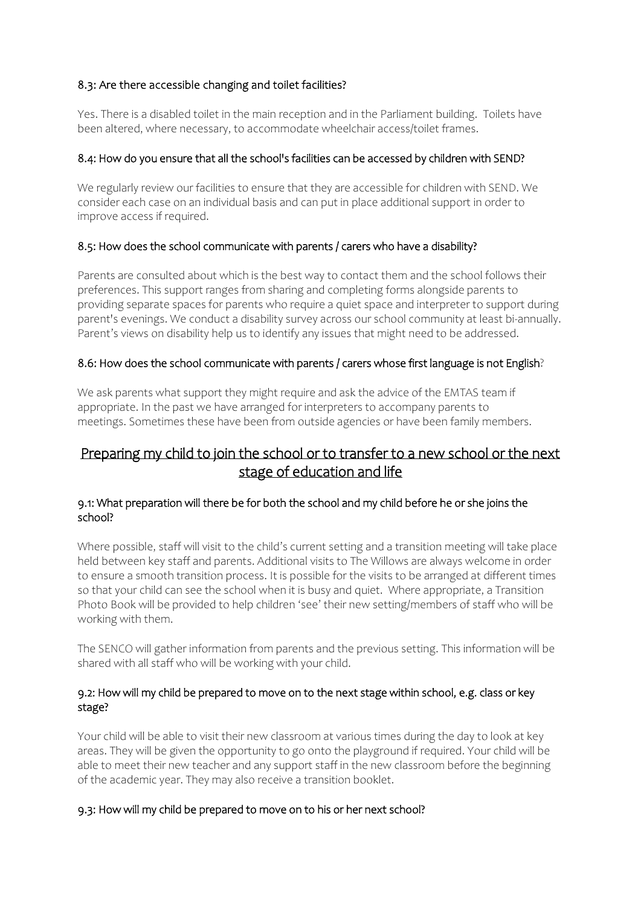### 8.3: Are there accessible changing and toilet facilities?

Yes. There is a disabled toilet in the main reception and in the Parliament building. Toilets have been altered, where necessary, to accommodate wheelchair access/toilet frames.

### 8.4: How do you ensure that all the school's facilities can be accessed by children with SEND?

We regularly review our facilities to ensure that they are accessible for children with SEND. We consider each case on an individual basis and can put in place additional support in order to improve access if required.

### 8.5: How does the school communicate with parents / carers who have a disability?

Parents are consulted about which is the best way to contact them and the school follows their preferences. This support ranges from sharing and completing forms alongside parents to providing separate spaces for parents who require a quiet space and interpreter to support during parent's evenings. We conduct a disability survey across our school community at least bi-annually. Parent's views on disability help us to identify any issues that might need to be addressed.

### 8.6: How does the school communicate with parents / carers whose first language is not English?

We ask parents what support they might require and ask the advice of the EMTAS team if appropriate. In the past we have arranged for interpreters to accompany parents to meetings. Sometimes these have been from outside agencies or have been family members.

## Preparing my child to join the school or to transfer to a new school or the next stage of education and life

### 9.1: What preparation will there be for both the school and my child before he or she joins the school?

Where possible, staff will visit to the child's current setting and a transition meeting will take place held between key staff and parents. Additional visits to The Willows are always welcome in order to ensure a smooth transition process. It is possible for the visits to be arranged at different times so that your child can see the school when it is busy and quiet. Where appropriate, a Transition Photo Book will be provided to help children 'see' their new setting/members of staff who will be working with them.

The SENCO will gather information from parents and the previous setting. This information will be shared with all staff who will be working with your child.

### 9.2: How will my child be prepared to move on to the next stage within school, e.g. class or key stage?

Your child will be able to visit their new classroom at various times during the day to look at key areas. They will be given the opportunity to go onto the playground if required. Your child will be able to meet their new teacher and any support staff in the new classroom before the beginning of the academic year. They may also receive a transition booklet.

### 9.3: How will my child be prepared to move on to his or her next school?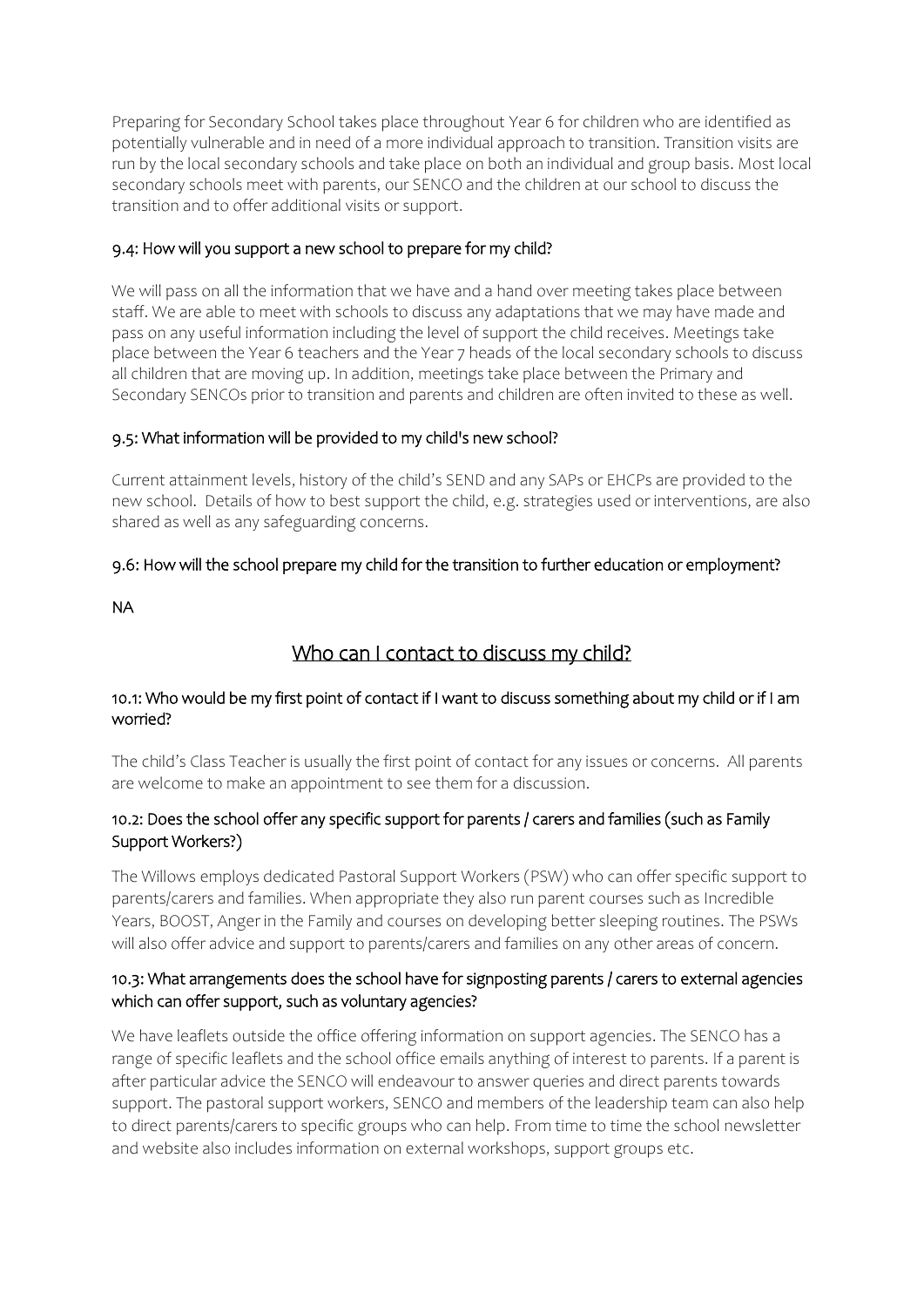Preparing for Secondary School takes place throughout Year 6 for children who are identified as potentially vulnerable and in need of a more individual approach to transition. Transition visits are run by the local secondary schools and take place on both an individual and group basis. Most local secondary schools meet with parents, our SENCO and the children at our school to discuss the transition and to offer additional visits or support.

### 9.4: How will you support a new school to prepare for my child?

We will pass on all the information that we have and a hand over meeting takes place between staff. We are able to meet with schools to discuss any adaptations that we may have made and pass on any useful information including the level of support the child receives. Meetings take place between the Year 6 teachers and the Year 7 heads of the local secondary schools to discuss all children that are moving up. In addition, meetings take place between the Primary and Secondary SENCOs prior to transition and parents and children are often invited to these as well.

### 9.5: What information will be provided to my child's new school?

Current attainment levels, history of the child's SEND and any SAPs or EHCPs are provided to the new school. Details of how to best support the child, e.g. strategies used or interventions, are also shared as well as any safeguarding concerns.

### 9.6: How will the school prepare my child for the transition to further education or employment?

NA

## Who can I contact to discuss my child?

### 10.1: Who would be my first point of contact if I want to discuss something about my child or if I am worried?

The child's Class Teacher is usually the first point of contact for any issues or concerns. All parents are welcome to make an appointment to see them for a discussion.

### 10.2: Does the school offer any specific support for parents / carers and families (such as Family Support Workers?)

The Willows employs dedicated Pastoral Support Workers (PSW) who can offer specific support to parents/carers and families. When appropriate they also run parent courses such as Incredible Years, BOOST, Anger in the Family and courses on developing better sleeping routines. The PSWs will also offer advice and support to parents/carers and families on any other areas of concern.

### 10.3: What arrangements does the school have for signposting parents / carers to external agencies which can offer support, such as voluntary agencies?

We have leaflets outside the office offering information on support agencies. The SENCO has a range of specific leaflets and the school office emails anything of interest to parents. If a parent is after particular advice the SENCO will endeavour to answer queries and direct parents towards support. The pastoral support workers, SENCO and members of the leadership team can also help to direct parents/carers to specific groups who can help. From time to time the school newsletter and website also includes information on external workshops, support groups etc.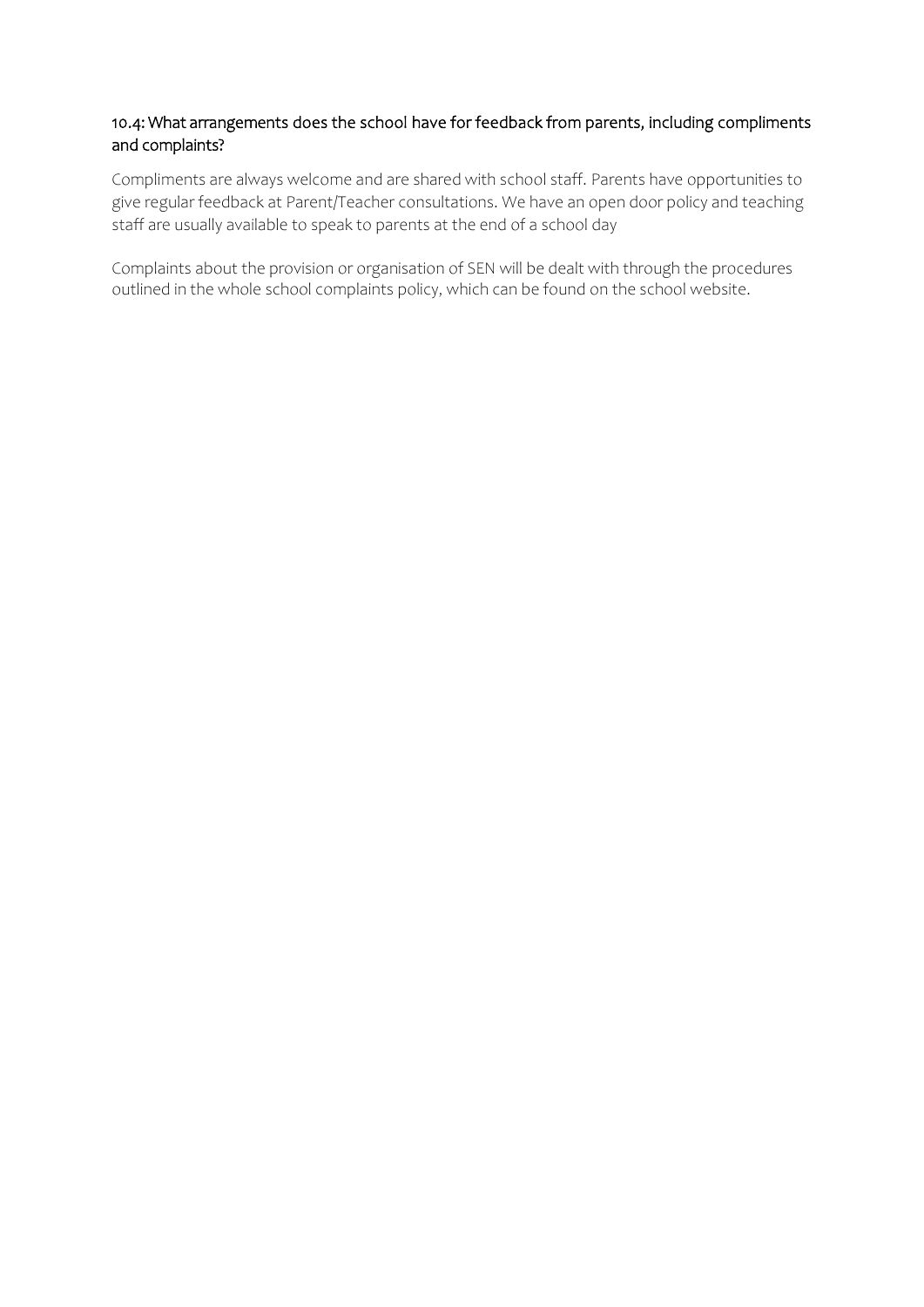### 10.4: What arrangements does the school have for feedback from parents, including compliments and complaints?

Compliments are always welcome and are shared with school staff. Parents have opportunities to give regular feedback at Parent/Teacher consultations. We have an open door policy and teaching staff are usually available to speak to parents at the end of a school day

Complaints about the provision or organisation of SEN will be dealt with through the procedures outlined in the whole school complaints policy, which can be found on the school website.